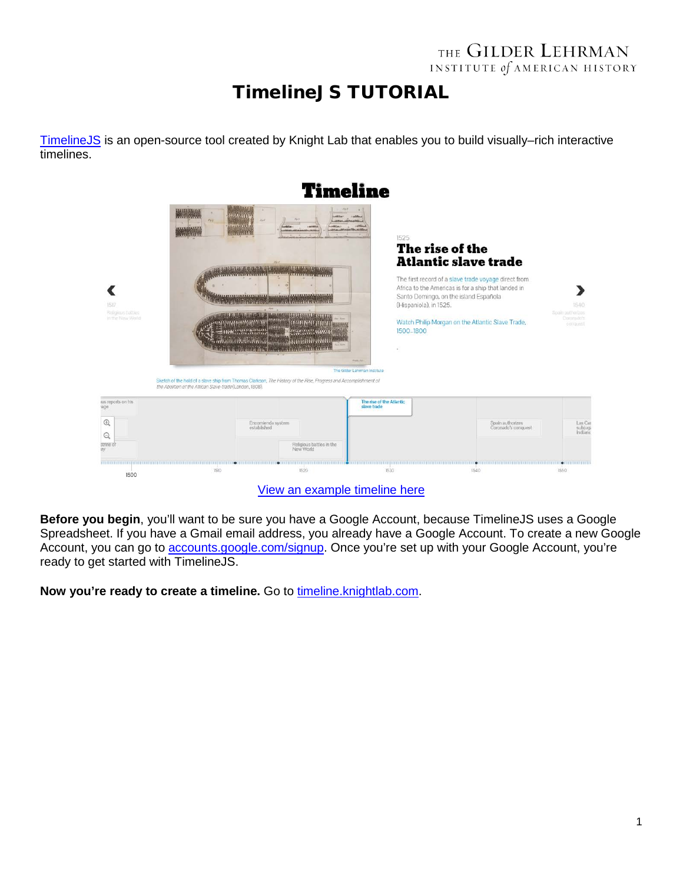THE GILDER LEHRMAN INSTITUTE of AMERICAN HISTORY

# TimelineJS TUTORIAL

TimelineJS is an open-source tool created by Knight Lab that enables you to build visually–rich interactive timelines.

View an example timeline here

**Before you begin**, you'll want to be sure you have a Google Account, because TimelineJS uses a Google Spreadsheet. If you have a Gmail email address, you already have a Google Account. To create a new Google Account, you can go to accounts.google.com/signup. Once you're set up with your Google Account, you're ready to get started with TimelineJS.

**Now you're ready to create a timeline.** Go to timeline.knightlab.com.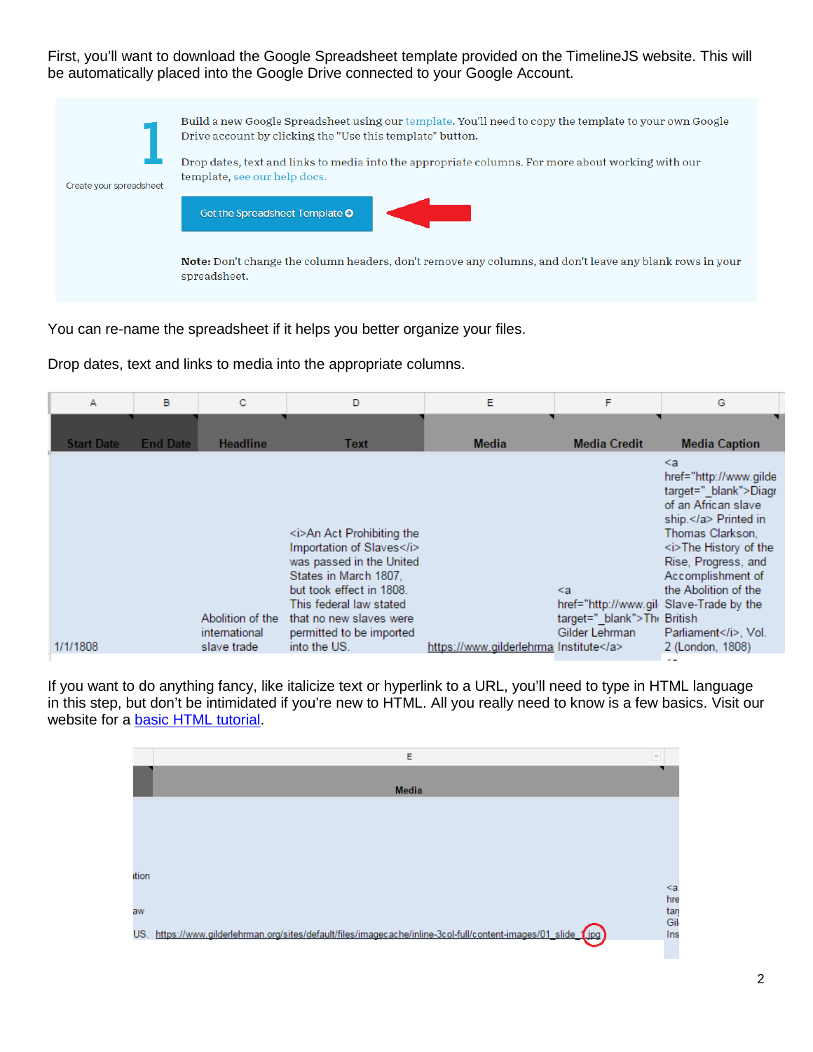First, you'll want to download the Google Spreadsheet template provided on the TimelineJS website. This will be automatically placed into the Google Drive connected to your Google Account.

**1**

Create your spreadsheet

Build a new Google Spreadsheet using our template. You'll need to copy the template to your own Google Drive account by clicking the "Use this template" button.

Drop dates, text and links to media into the appropriate columns. For more about working with our template, see our help docs.

Get the Spreadsheet Template

**Note:** Don't change the column headers, don't remove any columns, and don't leave any blank rows in your spreadsheet.

You can re-name the spreadsheet if it helps you better organize your files.

Drop dates, text and links to media into the appropriate columns.

| A | B | C | D | E | F | G |
|---|---|---|---|---|---|---|
| Start Date | End Date | Headline | Text | Media | Media Credit | Media Caption |
| 1/1/1808 | | Abolition of the international slave trade | <i>An Act Prohibiting the Importation of Slaves</i> was passed in the United States in March 1807, but took effect in 1808. This federal law stated that no new slaves were permitted to be imported into the US. | https://www.gilderlehrma | <a href="http://www.gil target="_blank">Th Gilder Lehrman Institute</a> | <a href="http://www.gilde target="_blank">Diagr of an African slave ship.</a> Printed in Thomas Clarkson, <i>The History of the Rise, Progress, and Accomplishment of the Abolition of the Slave-Trade by the British Parliament</i>, Vol. 2 (London, 1808) |

If you want to do anything fancy, like italicize text or hyperlink to a URL, you'll need to type in HTML language in this step, but don't be intimidated if you're new to HTML. All you really need to know is a few basics. Visit our website for a basic HTML tutorial.

| E |
|---|
| Media |
| https://www.gilderlehrman.org/sites/default/files/imagecache/inline-3col-full/content-images/01_slide_.jpg |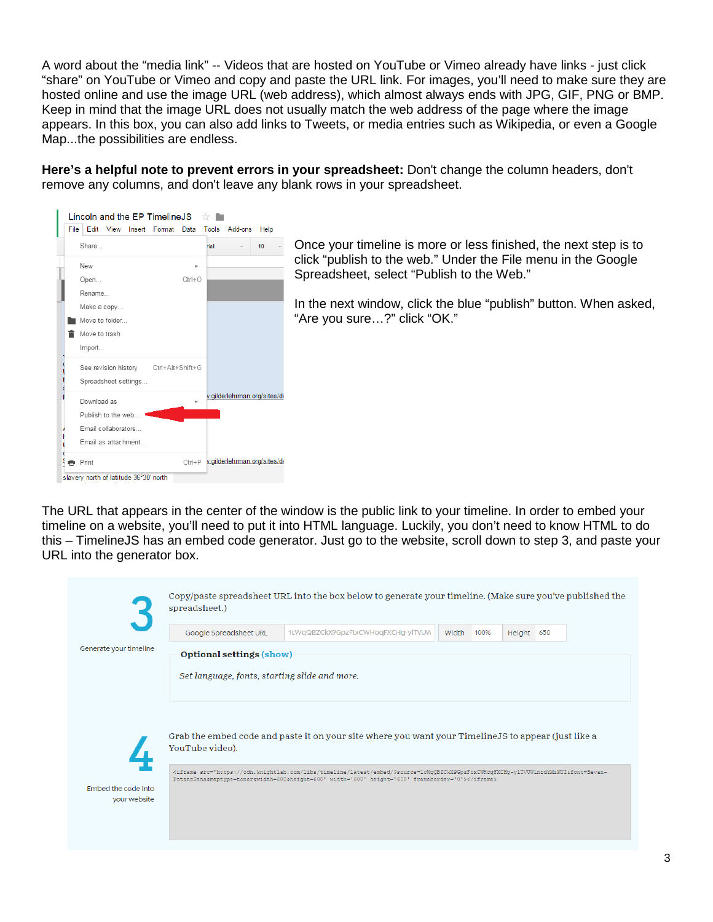A word about the "media link" -- Videos that are hosted on YouTube or Vimeo already have links - just click "share" on YouTube or Vimeo and copy and paste the URL link. For images, you'll need to make sure they are hosted online and use the image URL (web address), which almost always ends with JPG, GIF, PNG or BMP. Keep in mind that the image URL does not usually match the web address of the page where the image appears. In this box, you can also add links to Tweets, or media entries such as Wikipedia, or even a Google Map...the possibilities are endless.

**Here's a helpful note to prevent errors in your spreadsheet:** Don't change the column headers, don't remove any columns, and don't leave any blank rows in your spreadsheet.

Once your timeline is more or less finished, the next step is to click "publish to the web." Under the File menu in the Google Spreadsheet, select "Publish to the Web."

In the next window, click the blue "publish" button. When asked, "Are you sure…?" click "OK."

The URL that appears in the center of the window is the public link to your timeline. In order to embed your timeline on a website, you'll need to put it into HTML language. Luckily, you don't need to know HTML to do this – TimelineJS has an embed code generator. Just go to the website, scroll down to step 3, and paste your URL into the generator box.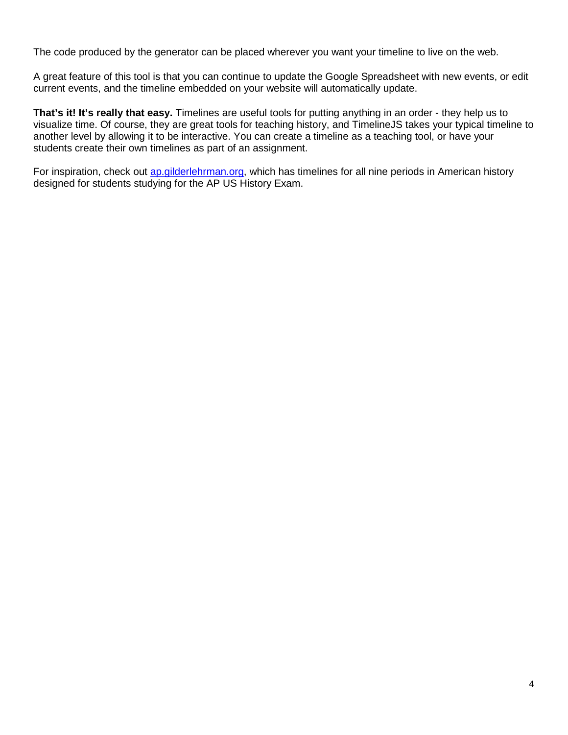The code produced by the generator can be placed wherever you want your timeline to live on the web.

A great feature of this tool is that you can continue to update the Google Spreadsheet with new events, or edit current events, and the timeline embedded on your website will automatically update.

**That's it! It's really that easy.** Timelines are useful tools for putting anything in an order - they help us to visualize time. Of course, they are great tools for teaching history, and TimelineJS takes your typical timeline to another level by allowing it to be interactive. You can create a timeline as a teaching tool, or have your students create their own timelines as part of an assignment.

For inspiration, check out [ap.gilderlehrman.org](http://ap.gilderlehrman.org), which has timelines for all nine periods in American history designed for students studying for the AP US History Exam.